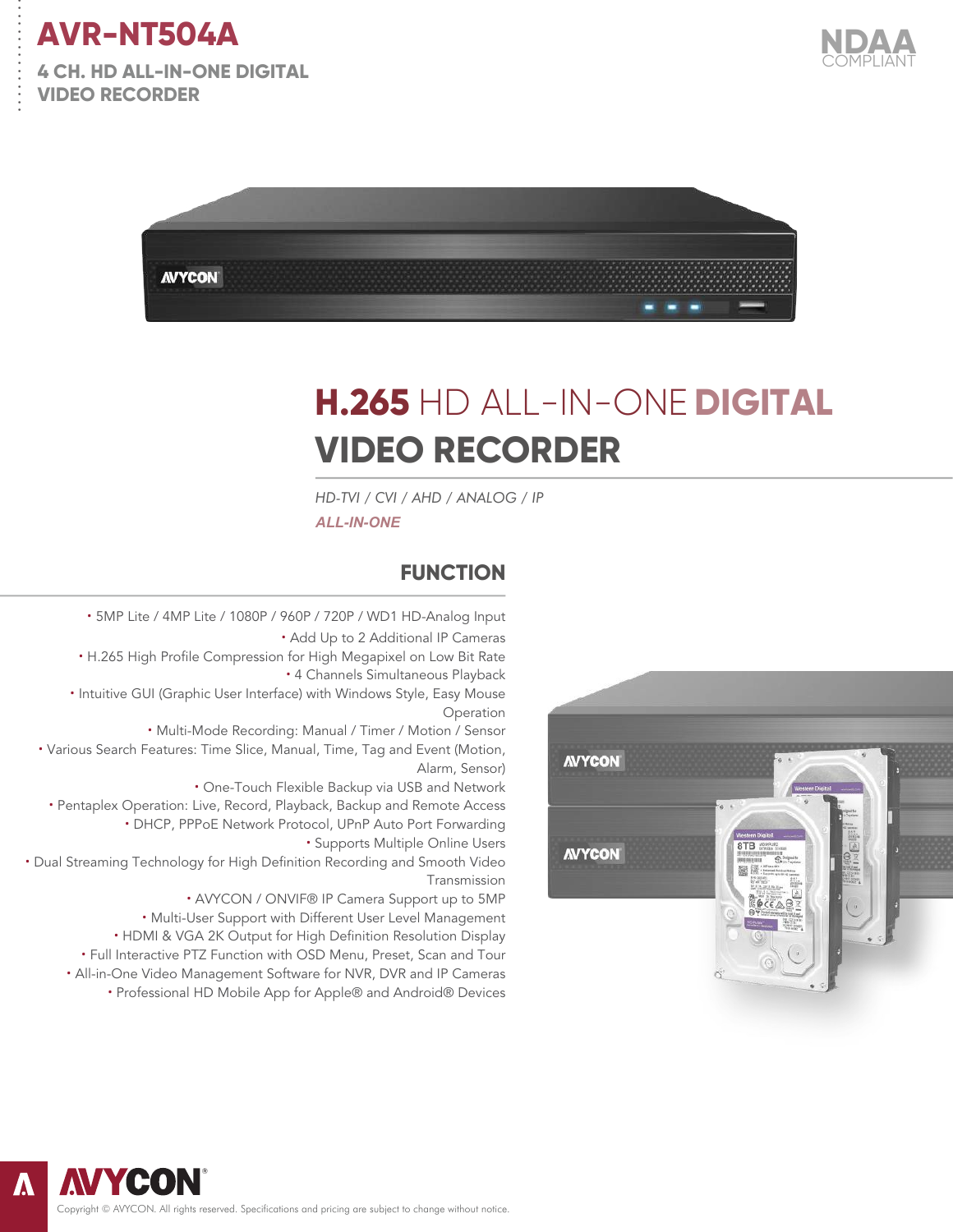# AVR-NT504A

## 4 CH. HD ALL-IN-ONE DIGITAL VIDEO RECORDER

NDAA COMPLIANT

# H.265 HD ALL-IN-ONE DIGITAL VIDEO RECORDER

*HD-TVI / CVI / AHD / ANALOG / IP*

***ALL-IN-ONE***

## FUNCTION

- 5MP Lite / 4MP Lite / 1080P / 960P / 720P / WD1 HD-Analog Input
- Add Up to 2 Additional IP Cameras
- H.265 High Profile Compression for High Megapixel on Low Bit Rate
- 4 Channels Simultaneous Playback
- Intuitive GUI (Graphic User Interface) with Windows Style, Easy Mouse Operation
- Multi-Mode Recording: Manual / Timer / Motion / Sensor
- Various Search Features: Time Slice, Manual, Time, Tag and Event (Motion, Alarm, Sensor)
- One-Touch Flexible Backup via USB and Network
- Pentaplex Operation: Live, Record, Playback, Backup and Remote Access
- DHCP, PPPoE Network Protocol, UPnP Auto Port Forwarding
- Supports Multiple Online Users
- Dual Streaming Technology for High Definition Recording and Smooth Video Transmission
- AVYCON / ONVIF® IP Camera Support up to 5MP
- Multi-User Support with Different User Level Management
- HDMI & VGA 2K Output for High Definition Resolution Display
- Full Interactive PTZ Function with OSD Menu, Preset, Scan and Tour
- All-in-One Video Management Software for NVR, DVR and IP Cameras
- Professional HD Mobile App for Apple® and Android® Devices

Copyright © AVYCON. All rights reserved. Specifications and pricing are subject to change without notice.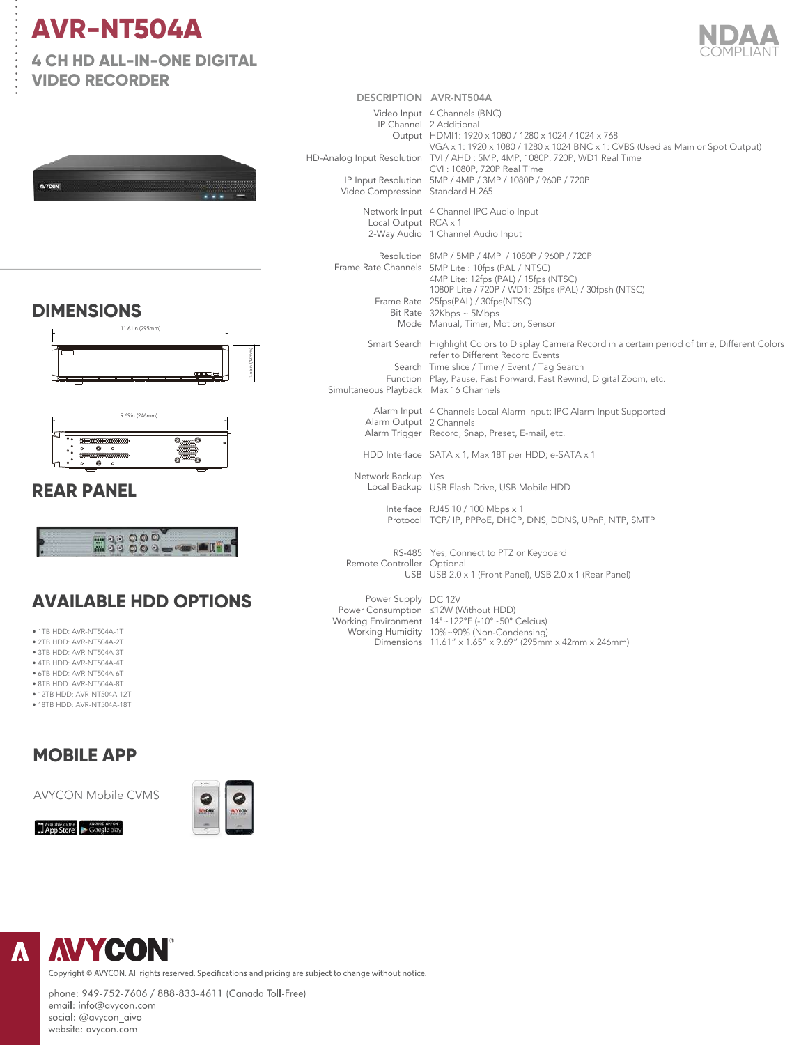# AVR-NT504A

## 4 CH HD ALL-IN-ONE DIGITAL VIDEO RECORDER

NDAA COMPLIANT

| DESCRIPTION | AVR-NT504A |
|---|---|
| Video Input | 4 Channels (BNC) |
| IP Channel | 2 Additional |
| Output | HDMI1: 1920 x 1080 / 1280 x 1024 / 1024 x 768<br>VGA x 1: 1920 x 1080 / 1280 x 1024 BNC x 1: CVBS (Used as Main or Spot Output) |
| HD-Analog Input Resolution | TVI / AHD : 5MP, 4MP, 1080P, 720P, WD1 Real Time<br>CVI : 1080P, 720P Real Time |
| IP Input Resolution | 5MP / 4MP / 3MP / 1080P / 960P / 720P |
| Video Compression | Standard H.265 |
| Network Input | 4 Channel IPC Audio Input |
| Local Output | RCA x 1 |
| 2-Way Audio | 1 Channel Audio Input |
| Resolution | 8MP / 5MP / 4MP / 1080P / 960P / 720P |
| Frame Rate Channels | 5MP Lite : 10fps (PAL / NTSC)<br>4MP Lite: 12fps (PAL) / 15fps (NTSC)<br>1080P Lite / 720P / WD1: 25fps (PAL) / 30fpsh (NTSC) |
| Frame Rate | 25fps(PAL) / 30fps(NTSC) |
| Bit Rate | 32Kbps ~ 5Mbps |
| Mode | Manual, Timer, Motion, Sensor |
| Smart Search | Highlight Colors to Display Camera Record in a certain period of time, Different Colors refer to Different Record Events |
| Search | Time slice / Time / Event / Tag Search |
| Function | Play, Pause, Fast Forward, Fast Rewind, Digital Zoom, etc. |
| Simultaneous Playback | Max 16 Channels |
| Alarm Input | 4 Channels Local Alarm Input; IPC Alarm Input Supported |
| Alarm Output | 2 Channels |
| Alarm Trigger | Record, Snap, Preset, E-mail, etc. |
| HDD Interface | SATA x 1, Max 18T per HDD; e-SATA x 1 |
| Network Backup | Yes |
| Local Backup | USB Flash Drive, USB Mobile HDD |
| Interface | RJ45 10 / 100 Mbps x 1 |
| Protocol | TCP/ IP, PPPoE, DHCP, DNS, DDNS, UPnP, NTP, SMTP |
| RS-485 | Yes, Connect to PTZ or Keyboard |
| Remote Controller | Optional |
| USB | USB 2.0 x 1 (Front Panel), USB 2.0 x 1 (Rear Panel) |
| Power Supply | DC 12V |
| Power Consumption | ≤12W (Without HDD) |
| Working Environment | 14°~122°F (-10°~50° Celcius) |
| Working Humidity | 10%~90% (Non-Condensing) |
| Dimensions | 11.61" x 1.65" x 9.69" (295mm x 42mm x 246mm) |

## DIMENSIONS

11.61in (295mm)

1.65in (42mm)

9.69in (246mm)

## REAR PANEL

## AVAILABLE HDD OPTIONS

- 1TB HDD: AVR-NT504A-1T
- 2TB HDD: AVR-NT504A-2T
- 3TB HDD: AVR-NT504A-3T
- 4TB HDD: AVR-NT504A-4T
- 6TB HDD: AVR-NT504A-6T
- 8TB HDD: AVR-NT504A-8T
- 12TB HDD: AVR-NT504A-12T
- 18TB HDD: AVR-NT504A-18T

## MOBILE APP

AVYCON Mobile CVMS

Available on the App Store | ANDROID APP ON Google play

AVYCON®

Copyright © AVYCON. All rights reserved. Specifications and pricing are subject to change without notice.

phone: 949-752-7606 / 888-833-4611 (Canada Toll-Free)
email: info@avycon.com
social: @avycon_aivo
website: avycon.com